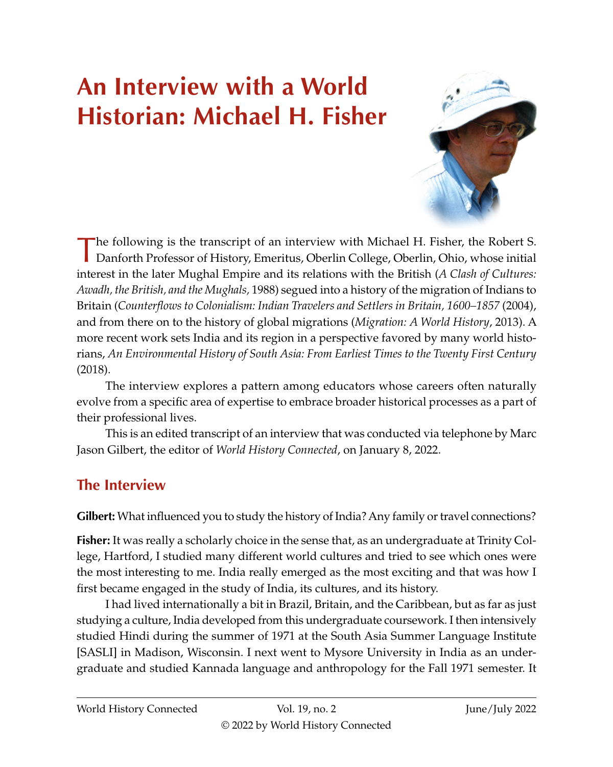# An Interview with a World Historian: Michael H. Fisher

The following is the transcript of an interview with Michael H. Fisher, the Robert S. Danforth Professor of History, Emeritus, Oberlin College, Oberlin, Ohio, whose initial interest in the later Mughal Empire and its relations with the British (*A Clash of Cultures: Awadh, the British, and the Mughals,* 1988) segued into a history of the migration of Indians to Britain (*Counterflows to Colonialism: Indian Travelers and Settlers in Britain, 1600–1857* (2004), and from there on to the history of global migrations (*Migration: A World History*, 2013). A more recent work sets India and its region in a perspective favored by many world historians, *An Environmental History of South Asia: From Earliest Times to the Twenty First Century* (2018).

The interview explores a pattern among educators whose careers often naturally evolve from a specific area of expertise to embrace broader historical processes as a part of their professional lives.

This is an edited transcript of an interview that was conducted via telephone by Marc Jason Gilbert, the editor of *World History Connected*, on January 8, 2022.

## The Interview

**Gilbert:** What influenced you to study the history of India? Any family or travel connections?

**Fisher:** It was really a scholarly choice in the sense that, as an undergraduate at Trinity College, Hartford, I studied many different world cultures and tried to see which ones were the most interesting to me. India really emerged as the most exciting and that was how I first became engaged in the study of India, its cultures, and its history.

I had lived internationally a bit in Brazil, Britain, and the Caribbean, but as far as just studying a culture, India developed from this undergraduate coursework. I then intensively studied Hindi during the summer of 1971 at the South Asia Summer Language Institute [SASLI] in Madison, Wisconsin. I next went to Mysore University in India as an undergraduate and studied Kannada language and anthropology for the Fall 1971 semester. It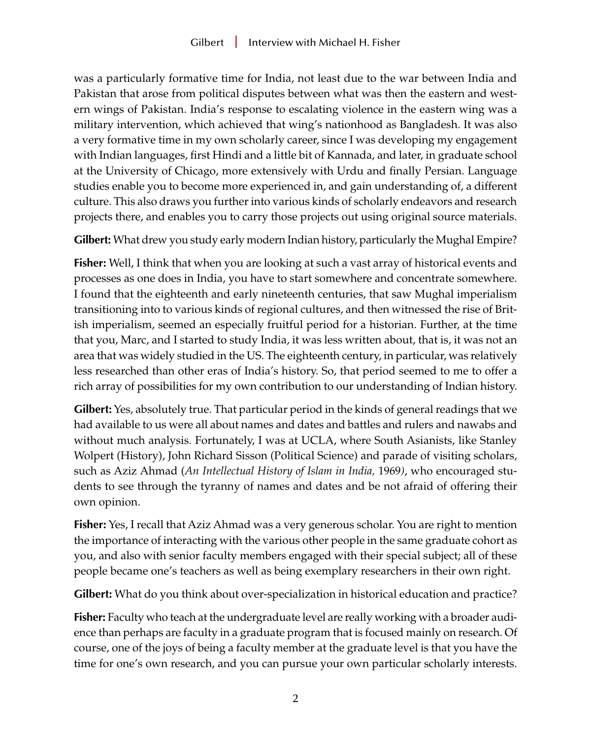was a particularly formative time for India, not least due to the war between India and Pakistan that arose from political disputes between what was then the eastern and western wings of Pakistan. India's response to escalating violence in the eastern wing was a military intervention, which achieved that wing's nationhood as Bangladesh. It was also a very formative time in my own scholarly career, since I was developing my engagement with Indian languages, first Hindi and a little bit of Kannada, and later, in graduate school at the University of Chicago, more extensively with Urdu and finally Persian. Language studies enable you to become more experienced in, and gain understanding of, a different culture. This also draws you further into various kinds of scholarly endeavors and research projects there, and enables you to carry those projects out using original source materials.

**Gilbert:** What drew you study early modern Indian history, particularly the Mughal Empire?

**Fisher:** Well, I think that when you are looking at such a vast array of historical events and processes as one does in India, you have to start somewhere and concentrate somewhere. I found that the eighteenth and early nineteenth centuries, that saw Mughal imperialism transitioning into to various kinds of regional cultures, and then witnessed the rise of British imperialism, seemed an especially fruitful period for a historian. Further, at the time that you, Marc, and I started to study India, it was less written about, that is, it was not an area that was widely studied in the US. The eighteenth century, in particular, was relatively less researched than other eras of India's history. So, that period seemed to me to offer a rich array of possibilities for my own contribution to our understanding of Indian history.

**Gilbert:** Yes, absolutely true. That particular period in the kinds of general readings that we had available to us were all about names and dates and battles and rulers and nawabs and without much analysis. Fortunately, I was at UCLA, where South Asianists, like Stanley Wolpert (History), John Richard Sisson (Political Science) and parade of visiting scholars, such as Aziz Ahmad (*An Intellectual History of Islam in India,* 1969), who encouraged students to see through the tyranny of names and dates and be not afraid of offering their own opinion.

**Fisher:** Yes, I recall that Aziz Ahmad was a very generous scholar. You are right to mention the importance of interacting with the various other people in the same graduate cohort as you, and also with senior faculty members engaged with their special subject; all of these people became one's teachers as well as being exemplary researchers in their own right.

**Gilbert:** What do you think about over-specialization in historical education and practice?

**Fisher:** Faculty who teach at the undergraduate level are really working with a broader audience than perhaps are faculty in a graduate program that is focused mainly on research. Of course, one of the joys of being a faculty member at the graduate level is that you have the time for one's own research, and you can pursue your own particular scholarly interests.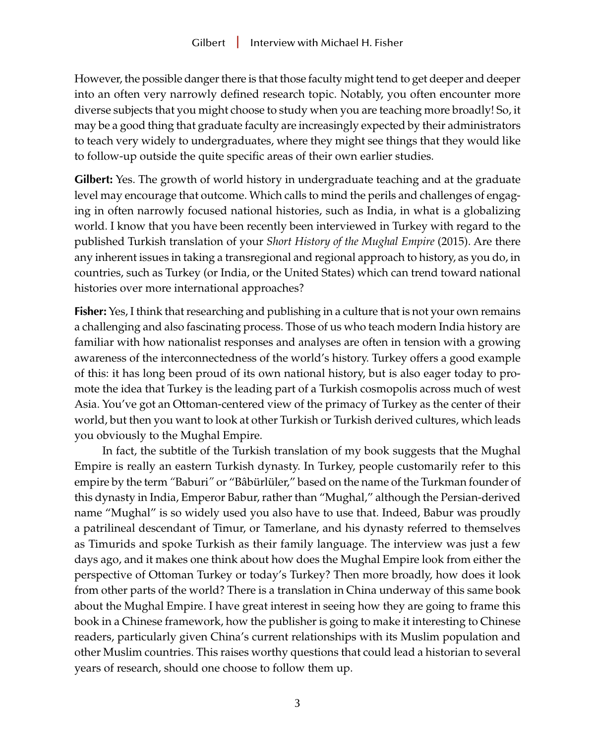However, the possible danger there is that those faculty might tend to get deeper and deeper into an often very narrowly defined research topic. Notably, you often encounter more diverse subjects that you might choose to study when you are teaching more broadly! So, it may be a good thing that graduate faculty are increasingly expected by their administrators to teach very widely to undergraduates, where they might see things that they would like to follow-up outside the quite specific areas of their own earlier studies.

**Gilbert:** Yes. The growth of world history in undergraduate teaching and at the graduate level may encourage that outcome. Which calls to mind the perils and challenges of engaging in often narrowly focused national histories, such as India, in what is a globalizing world. I know that you have been recently been interviewed in Turkey with regard to the published Turkish translation of your *Short History of the Mughal Empire* (2015). Are there any inherent issues in taking a transregional and regional approach to history, as you do, in countries, such as Turkey (or India, or the United States) which can trend toward national histories over more international approaches?

**Fisher:** Yes, I think that researching and publishing in a culture that is not your own remains a challenging and also fascinating process. Those of us who teach modern India history are familiar with how nationalist responses and analyses are often in tension with a growing awareness of the interconnectedness of the world's history. Turkey offers a good example of this: it has long been proud of its own national history, but is also eager today to promote the idea that Turkey is the leading part of a Turkish cosmopolis across much of west Asia. You've got an Ottoman-centered view of the primacy of Turkey as the center of their world, but then you want to look at other Turkish or Turkish derived cultures, which leads you obviously to the Mughal Empire.

In fact, the subtitle of the Turkish translation of my book suggests that the Mughal Empire is really an eastern Turkish dynasty. In Turkey, people customarily refer to this empire by the term "Baburi" or "Bâbürlüler," based on the name of the Turkman founder of this dynasty in India, Emperor Babur, rather than "Mughal," although the Persian-derived name "Mughal" is so widely used you also have to use that. Indeed, Babur was proudly a patrilineal descendant of Timur, or Tamerlane, and his dynasty referred to themselves as Timurids and spoke Turkish as their family language. The interview was just a few days ago, and it makes one think about how does the Mughal Empire look from either the perspective of Ottoman Turkey or today's Turkey? Then more broadly, how does it look from other parts of the world? There is a translation in China underway of this same book about the Mughal Empire. I have great interest in seeing how they are going to frame this book in a Chinese framework, how the publisher is going to make it interesting to Chinese readers, particularly given China's current relationships with its Muslim population and other Muslim countries. This raises worthy questions that could lead a historian to several years of research, should one choose to follow them up.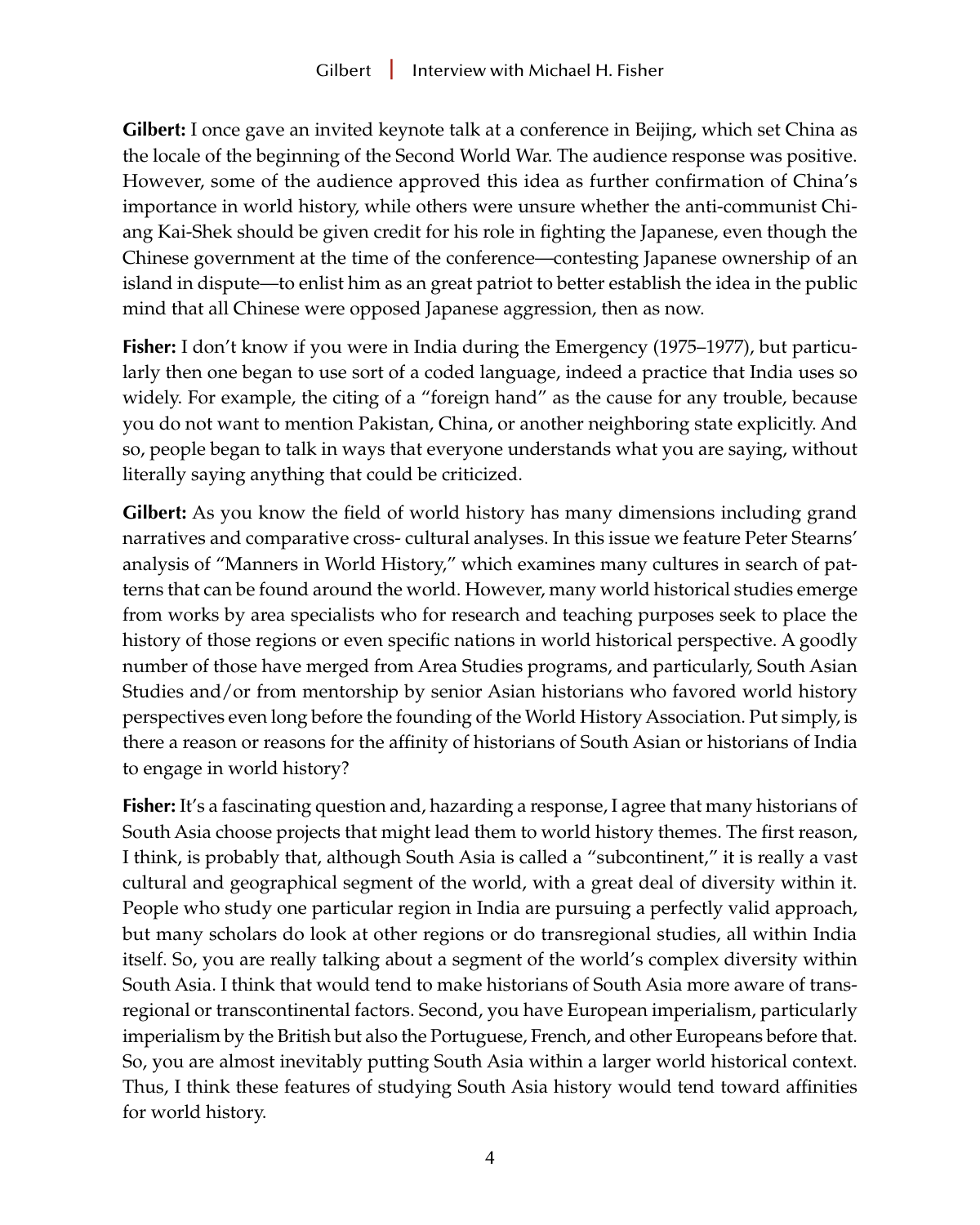**Gilbert:** I once gave an invited keynote talk at a conference in Beijing, which set China as the locale of the beginning of the Second World War. The audience response was positive. However, some of the audience approved this idea as further confirmation of China's importance in world history, while others were unsure whether the anti-communist Chiang Kai-Shek should be given credit for his role in fighting the Japanese, even though the Chinese government at the time of the conference—contesting Japanese ownership of an island in dispute—to enlist him as an great patriot to better establish the idea in the public mind that all Chinese were opposed Japanese aggression, then as now.

**Fisher:** I don't know if you were in India during the Emergency (1975–1977), but particularly then one began to use sort of a coded language, indeed a practice that India uses so widely. For example, the citing of a "foreign hand" as the cause for any trouble, because you do not want to mention Pakistan, China, or another neighboring state explicitly. And so, people began to talk in ways that everyone understands what you are saying, without literally saying anything that could be criticized.

**Gilbert:** As you know the field of world history has many dimensions including grand narratives and comparative cross- cultural analyses. In this issue we feature Peter Stearns' analysis of "Manners in World History," which examines many cultures in search of patterns that can be found around the world. However, many world historical studies emerge from works by area specialists who for research and teaching purposes seek to place the history of those regions or even specific nations in world historical perspective. A goodly number of those have merged from Area Studies programs, and particularly, South Asian Studies and/or from mentorship by senior Asian historians who favored world history perspectives even long before the founding of the World History Association. Put simply, is there a reason or reasons for the affinity of historians of South Asian or historians of India to engage in world history?

**Fisher:** It's a fascinating question and, hazarding a response, I agree that many historians of South Asia choose projects that might lead them to world history themes. The first reason, I think, is probably that, although South Asia is called a "subcontinent," it is really a vast cultural and geographical segment of the world, with a great deal of diversity within it. People who study one particular region in India are pursuing a perfectly valid approach, but many scholars do look at other regions or do transregional studies, all within India itself. So, you are really talking about a segment of the world's complex diversity within South Asia. I think that would tend to make historians of South Asia more aware of transregional or transcontinental factors. Second, you have European imperialism, particularly imperialism by the British but also the Portuguese, French, and other Europeans before that. So, you are almost inevitably putting South Asia within a larger world historical context. Thus, I think these features of studying South Asia history would tend toward affinities for world history.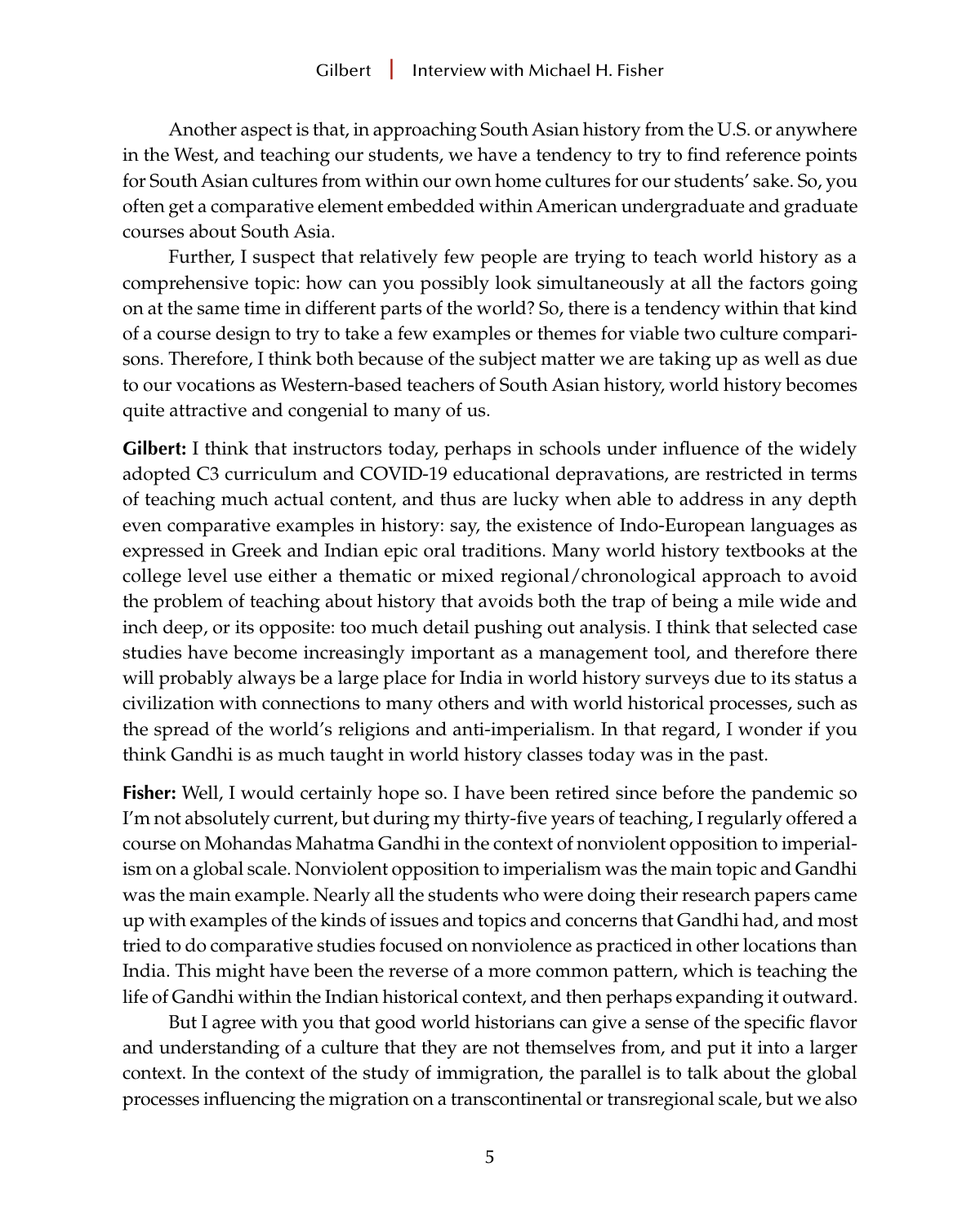Another aspect is that, in approaching South Asian history from the U.S. or anywhere in the West, and teaching our students, we have a tendency to try to find reference points for South Asian cultures from within our own home cultures for our students' sake. So, you often get a comparative element embedded within American undergraduate and graduate courses about South Asia.

Further, I suspect that relatively few people are trying to teach world history as a comprehensive topic: how can you possibly look simultaneously at all the factors going on at the same time in different parts of the world? So, there is a tendency within that kind of a course design to try to take a few examples or themes for viable two culture comparisons. Therefore, I think both because of the subject matter we are taking up as well as due to our vocations as Western-based teachers of South Asian history, world history becomes quite attractive and congenial to many of us.

**Gilbert:** I think that instructors today, perhaps in schools under influence of the widely adopted C3 curriculum and COVID-19 educational depravations, are restricted in terms of teaching much actual content, and thus are lucky when able to address in any depth even comparative examples in history: say, the existence of Indo-European languages as expressed in Greek and Indian epic oral traditions. Many world history textbooks at the college level use either a thematic or mixed regional/chronological approach to avoid the problem of teaching about history that avoids both the trap of being a mile wide and inch deep, or its opposite: too much detail pushing out analysis. I think that selected case studies have become increasingly important as a management tool, and therefore there will probably always be a large place for India in world history surveys due to its status a civilization with connections to many others and with world historical processes, such as the spread of the world's religions and anti-imperialism. In that regard, I wonder if you think Gandhi is as much taught in world history classes today was in the past.

**Fisher:** Well, I would certainly hope so. I have been retired since before the pandemic so I'm not absolutely current, but during my thirty-five years of teaching, I regularly offered a course on Mohandas Mahatma Gandhi in the context of nonviolent opposition to imperialism on a global scale. Nonviolent opposition to imperialism was the main topic and Gandhi was the main example. Nearly all the students who were doing their research papers came up with examples of the kinds of issues and topics and concerns that Gandhi had, and most tried to do comparative studies focused on nonviolence as practiced in other locations than India. This might have been the reverse of a more common pattern, which is teaching the life of Gandhi within the Indian historical context, and then perhaps expanding it outward.

But I agree with you that good world historians can give a sense of the specific flavor and understanding of a culture that they are not themselves from, and put it into a larger context. In the context of the study of immigration, the parallel is to talk about the global processes influencing the migration on a transcontinental or transregional scale, but we also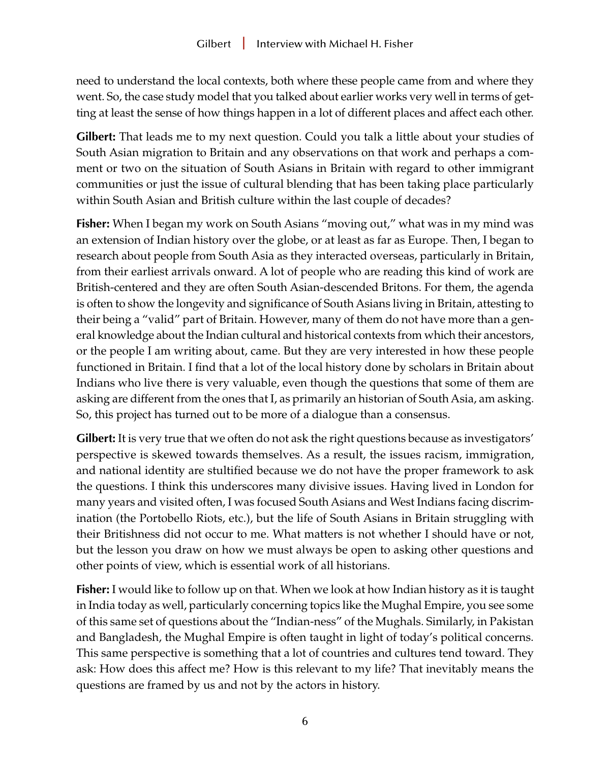need to understand the local contexts, both where these people came from and where they went. So, the case study model that you talked about earlier works very well in terms of getting at least the sense of how things happen in a lot of different places and affect each other.

**Gilbert:** That leads me to my next question. Could you talk a little about your studies of South Asian migration to Britain and any observations on that work and perhaps a comment or two on the situation of South Asians in Britain with regard to other immigrant communities or just the issue of cultural blending that has been taking place particularly within South Asian and British culture within the last couple of decades?

**Fisher:** When I began my work on South Asians "moving out," what was in my mind was an extension of Indian history over the globe, or at least as far as Europe. Then, I began to research about people from South Asia as they interacted overseas, particularly in Britain, from their earliest arrivals onward. A lot of people who are reading this kind of work are British-centered and they are often South Asian-descended Britons. For them, the agenda is often to show the longevity and significance of South Asians living in Britain, attesting to their being a "valid" part of Britain. However, many of them do not have more than a general knowledge about the Indian cultural and historical contexts from which their ancestors, or the people I am writing about, came. But they are very interested in how these people functioned in Britain. I find that a lot of the local history done by scholars in Britain about Indians who live there is very valuable, even though the questions that some of them are asking are different from the ones that I, as primarily an historian of South Asia, am asking. So, this project has turned out to be more of a dialogue than a consensus.

**Gilbert:** It is very true that we often do not ask the right questions because as investigators' perspective is skewed towards themselves. As a result, the issues racism, immigration, and national identity are stultified because we do not have the proper framework to ask the questions. I think this underscores many divisive issues. Having lived in London for many years and visited often, I was focused South Asians and West Indians facing discrimination (the Portobello Riots, etc.), but the life of South Asians in Britain struggling with their Britishness did not occur to me. What matters is not whether I should have or not, but the lesson you draw on how we must always be open to asking other questions and other points of view, which is essential work of all historians.

**Fisher:** I would like to follow up on that. When we look at how Indian history as it is taught in India today as well, particularly concerning topics like the Mughal Empire, you see some of this same set of questions about the "Indian-ness" of the Mughals. Similarly, in Pakistan and Bangladesh, the Mughal Empire is often taught in light of today's political concerns. This same perspective is something that a lot of countries and cultures tend toward. They ask: How does this affect me? How is this relevant to my life? That inevitably means the questions are framed by us and not by the actors in history.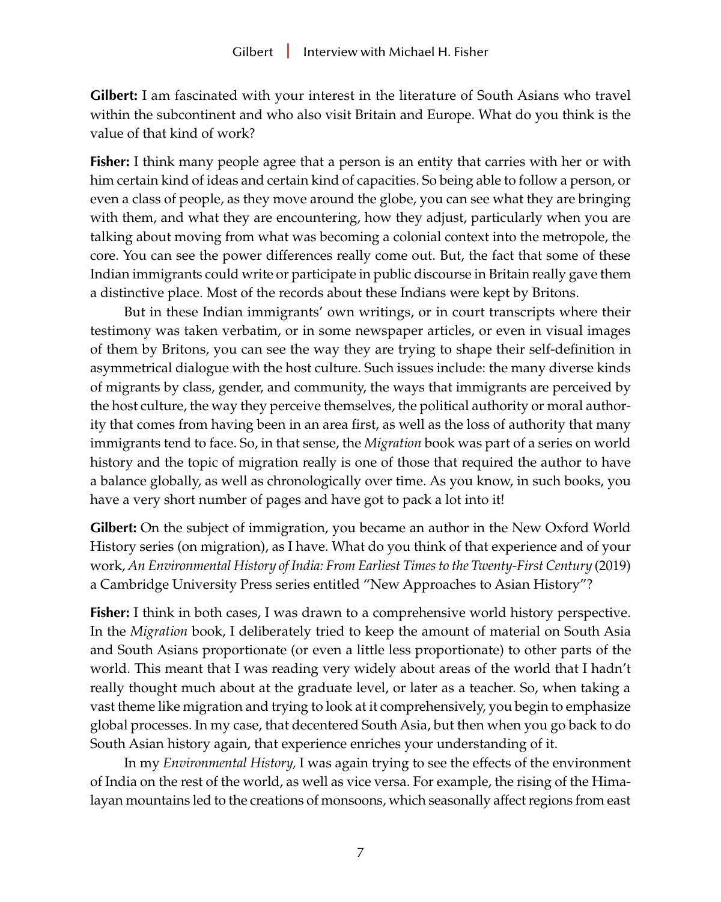**Gilbert:** I am fascinated with your interest in the literature of South Asians who travel within the subcontinent and who also visit Britain and Europe. What do you think is the value of that kind of work?

**Fisher:** I think many people agree that a person is an entity that carries with her or with him certain kind of ideas and certain kind of capacities. So being able to follow a person, or even a class of people, as they move around the globe, you can see what they are bringing with them, and what they are encountering, how they adjust, particularly when you are talking about moving from what was becoming a colonial context into the metropole, the core. You can see the power differences really come out. But, the fact that some of these Indian immigrants could write or participate in public discourse in Britain really gave them a distinctive place. Most of the records about these Indians were kept by Britons.

But in these Indian immigrants' own writings, or in court transcripts where their testimony was taken verbatim, or in some newspaper articles, or even in visual images of them by Britons, you can see the way they are trying to shape their self-definition in asymmetrical dialogue with the host culture. Such issues include: the many diverse kinds of migrants by class, gender, and community, the ways that immigrants are perceived by the host culture, the way they perceive themselves, the political authority or moral authority that comes from having been in an area first, as well as the loss of authority that many immigrants tend to face. So, in that sense, the *Migration* book was part of a series on world history and the topic of migration really is one of those that required the author to have a balance globally, as well as chronologically over time. As you know, in such books, you have a very short number of pages and have got to pack a lot into it!

**Gilbert:** On the subject of immigration, you became an author in the New Oxford World History series (on migration), as I have. What do you think of that experience and of your work, *An Environmental History of India: From Earliest Times to the Twenty-First Century* (2019) a Cambridge University Press series entitled "New Approaches to Asian History"?

**Fisher:** I think in both cases, I was drawn to a comprehensive world history perspective. In the *Migration* book, I deliberately tried to keep the amount of material on South Asia and South Asians proportionate (or even a little less proportionate) to other parts of the world. This meant that I was reading very widely about areas of the world that I hadn't really thought much about at the graduate level, or later as a teacher. So, when taking a vast theme like migration and trying to look at it comprehensively, you begin to emphasize global processes. In my case, that decentered South Asia, but then when you go back to do South Asian history again, that experience enriches your understanding of it.

In my *Environmental History,* I was again trying to see the effects of the environment of India on the rest of the world, as well as vice versa. For example, the rising of the Himalayan mountains led to the creations of monsoons, which seasonally affect regions from east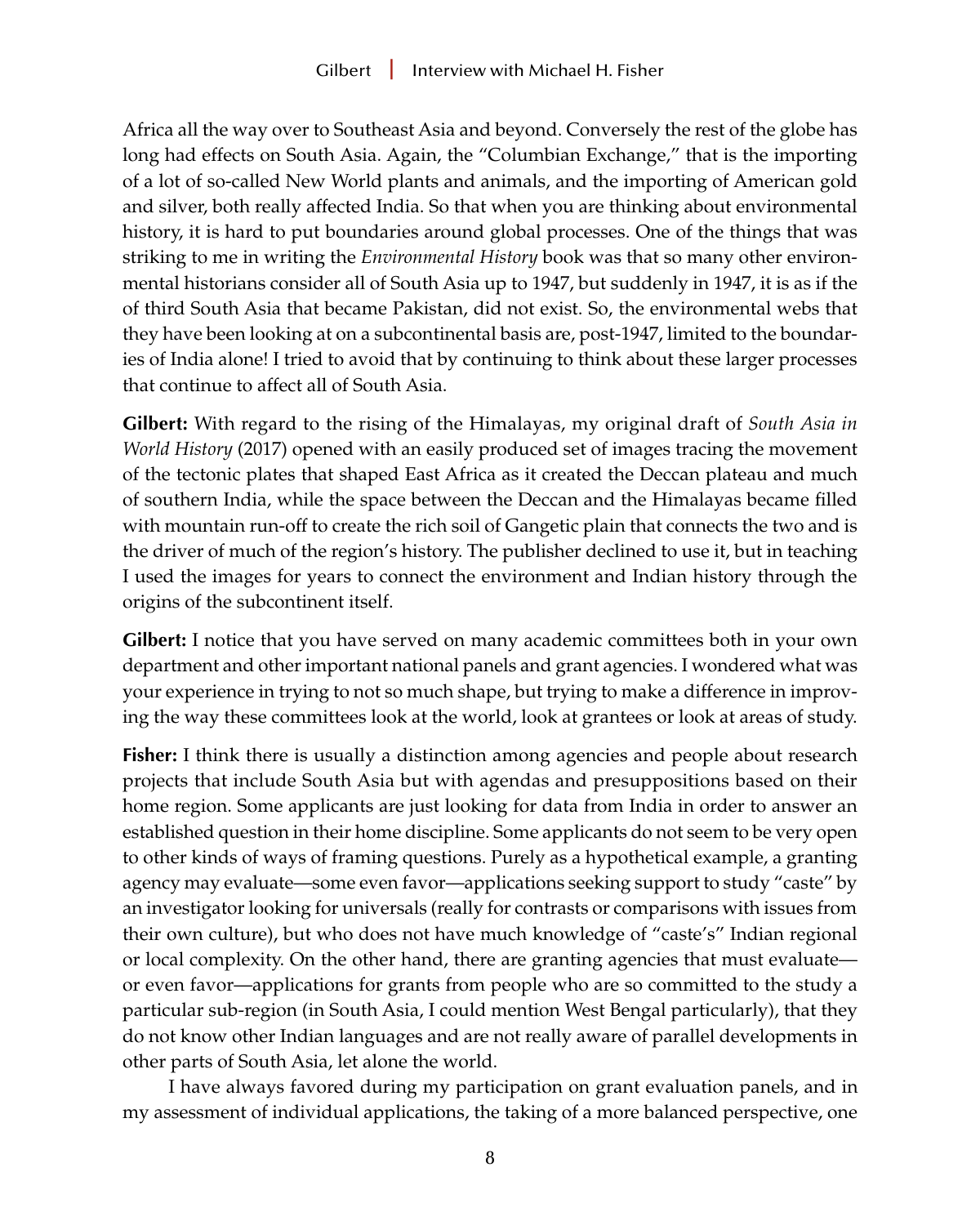Africa all the way over to Southeast Asia and beyond. Conversely the rest of the globe has long had effects on South Asia. Again, the "Columbian Exchange," that is the importing of a lot of so-called New World plants and animals, and the importing of American gold and silver, both really affected India. So that when you are thinking about environmental history, it is hard to put boundaries around global processes. One of the things that was striking to me in writing the *Environmental History* book was that so many other environmental historians consider all of South Asia up to 1947, but suddenly in 1947, it is as if the of third South Asia that became Pakistan, did not exist. So, the environmental webs that they have been looking at on a subcontinental basis are, post-1947, limited to the boundaries of India alone! I tried to avoid that by continuing to think about these larger processes that continue to affect all of South Asia.

**Gilbert:** With regard to the rising of the Himalayas, my original draft of *South Asia in World History* (2017) opened with an easily produced set of images tracing the movement of the tectonic plates that shaped East Africa as it created the Deccan plateau and much of southern India, while the space between the Deccan and the Himalayas became filled with mountain run-off to create the rich soil of Gangetic plain that connects the two and is the driver of much of the region's history. The publisher declined to use it, but in teaching I used the images for years to connect the environment and Indian history through the origins of the subcontinent itself.

**Gilbert:** I notice that you have served on many academic committees both in your own department and other important national panels and grant agencies. I wondered what was your experience in trying to not so much shape, but trying to make a difference in improving the way these committees look at the world, look at grantees or look at areas of study.

**Fisher:** I think there is usually a distinction among agencies and people about research projects that include South Asia but with agendas and presuppositions based on their home region. Some applicants are just looking for data from India in order to answer an established question in their home discipline. Some applicants do not seem to be very open to other kinds of ways of framing questions. Purely as a hypothetical example, a granting agency may evaluate—some even favor—applications seeking support to study "caste" by an investigator looking for universals (really for contrasts or comparisons with issues from their own culture), but who does not have much knowledge of "caste's" Indian regional or local complexity. On the other hand, there are granting agencies that must evaluate—or even favor—applications for grants from people who are so committed to the study a particular sub-region (in South Asia, I could mention West Bengal particularly), that they do not know other Indian languages and are not really aware of parallel developments in other parts of South Asia, let alone the world.

I have always favored during my participation on grant evaluation panels, and in my assessment of individual applications, the taking of a more balanced perspective, one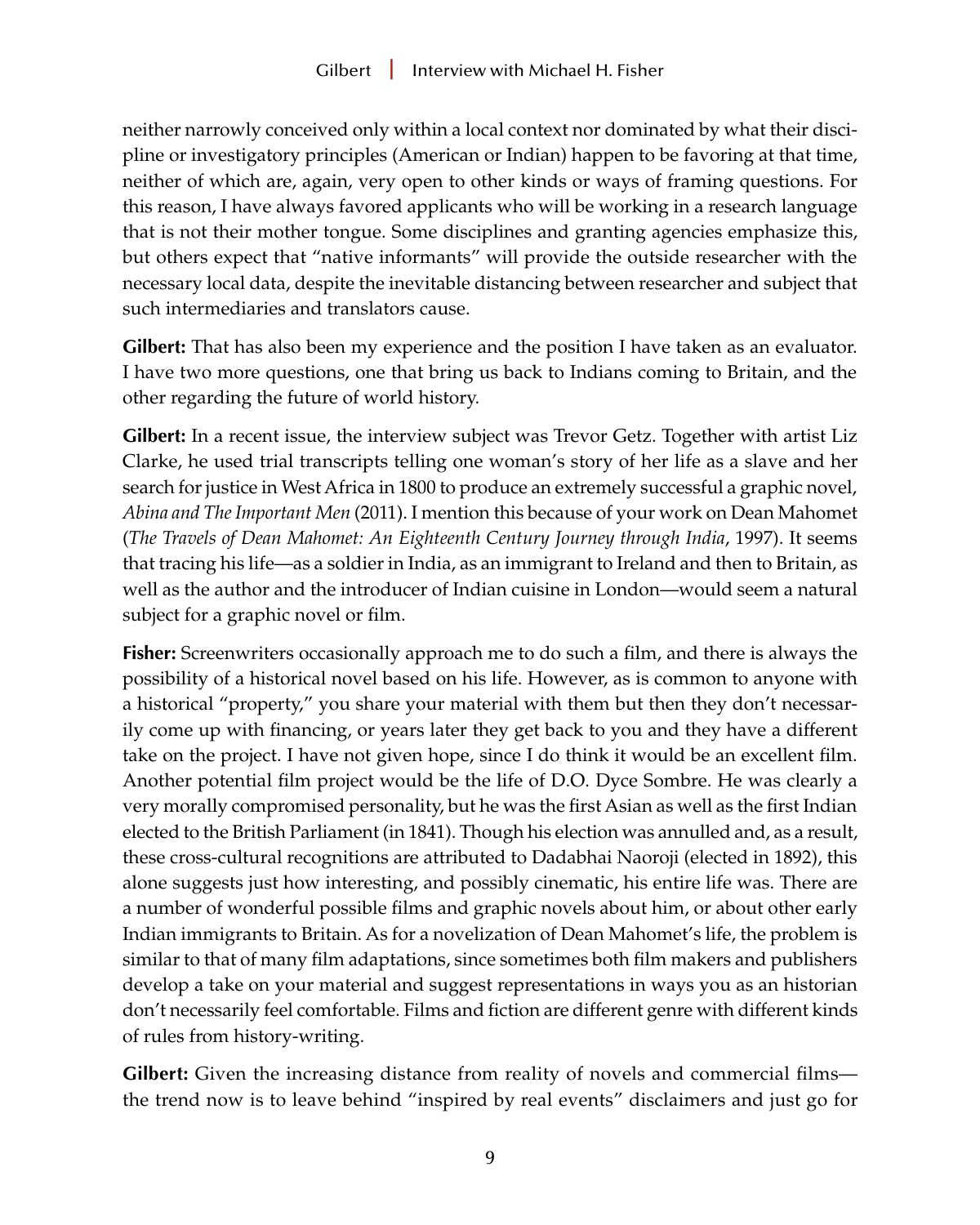neither narrowly conceived only within a local context nor dominated by what their discipline or investigatory principles (American or Indian) happen to be favoring at that time, neither of which are, again, very open to other kinds or ways of framing questions. For this reason, I have always favored applicants who will be working in a research language that is not their mother tongue. Some disciplines and granting agencies emphasize this, but others expect that "native informants" will provide the outside researcher with the necessary local data, despite the inevitable distancing between researcher and subject that such intermediaries and translators cause.

**Gilbert:** That has also been my experience and the position I have taken as an evaluator. I have two more questions, one that bring us back to Indians coming to Britain, and the other regarding the future of world history.

**Gilbert:** In a recent issue, the interview subject was Trevor Getz. Together with artist Liz Clarke, he used trial transcripts telling one woman's story of her life as a slave and her search for justice in West Africa in 1800 to produce an extremely successful a graphic novel, *Abina and The Important Men* (2011). I mention this because of your work on Dean Mahomet (*The Travels of Dean Mahomet: An Eighteenth Century Journey through India*, 1997). It seems that tracing his life—as a soldier in India, as an immigrant to Ireland and then to Britain, as well as the author and the introducer of Indian cuisine in London—would seem a natural subject for a graphic novel or film.

**Fisher:** Screenwriters occasionally approach me to do such a film, and there is always the possibility of a historical novel based on his life. However, as is common to anyone with a historical "property," you share your material with them but then they don't necessarily come up with financing, or years later they get back to you and they have a different take on the project. I have not given hope, since I do think it would be an excellent film. Another potential film project would be the life of D.O. Dyce Sombre. He was clearly a very morally compromised personality, but he was the first Asian as well as the first Indian elected to the British Parliament (in 1841). Though his election was annulled and, as a result, these cross-cultural recognitions are attributed to Dadabhai Naoroji (elected in 1892), this alone suggests just how interesting, and possibly cinematic, his entire life was. There are a number of wonderful possible films and graphic novels about him, or about other early Indian immigrants to Britain. As for a novelization of Dean Mahomet's life, the problem is similar to that of many film adaptations, since sometimes both film makers and publishers develop a take on your material and suggest representations in ways you as an historian don't necessarily feel comfortable. Films and fiction are different genre with different kinds of rules from history-writing.

**Gilbert:** Given the increasing distance from reality of novels and commercial films—the trend now is to leave behind "inspired by real events" disclaimers and just go for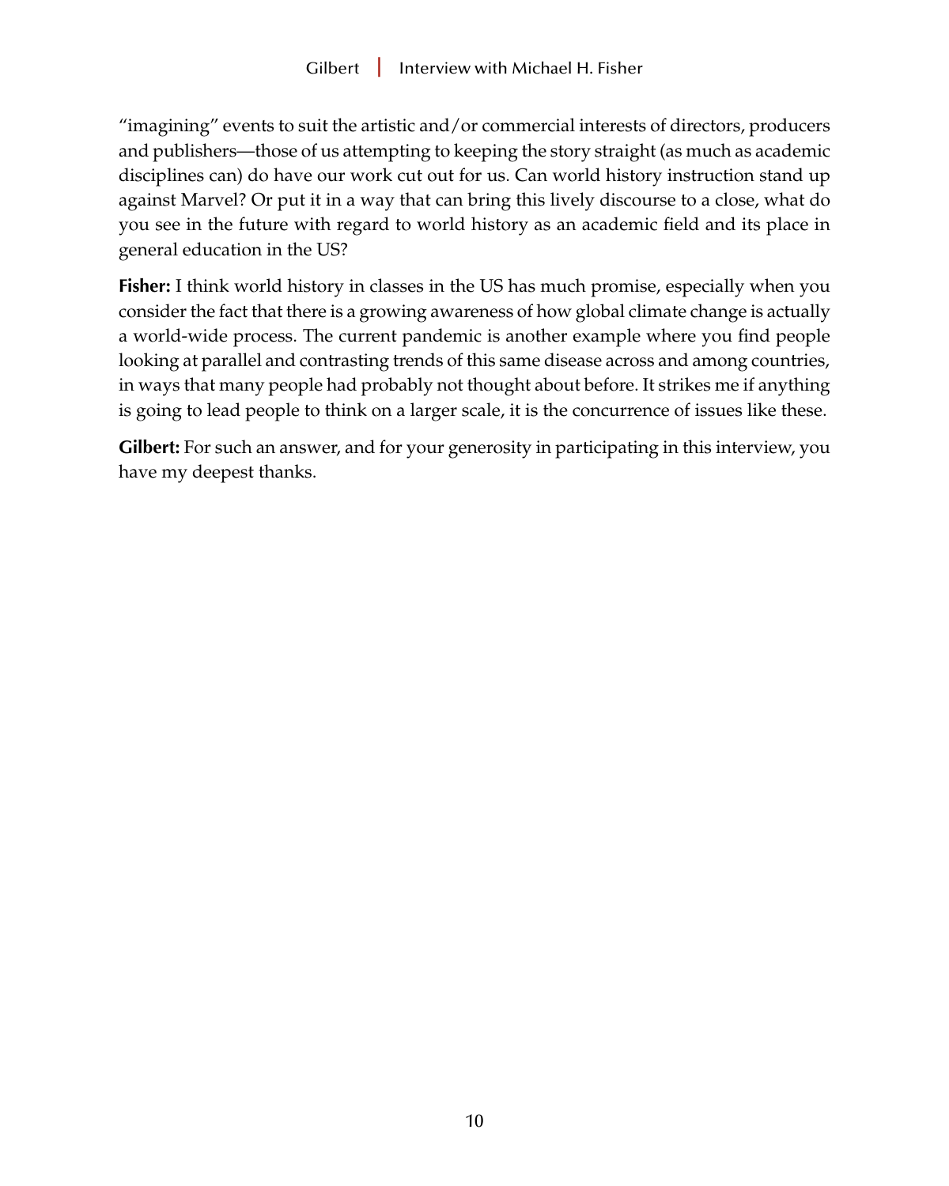"imagining" events to suit the artistic and/or commercial interests of directors, producers and publishers—those of us attempting to keeping the story straight (as much as academic disciplines can) do have our work cut out for us. Can world history instruction stand up against Marvel? Or put it in a way that can bring this lively discourse to a close, what do you see in the future with regard to world history as an academic field and its place in general education in the US?

**Fisher:** I think world history in classes in the US has much promise, especially when you consider the fact that there is a growing awareness of how global climate change is actually a world-wide process. The current pandemic is another example where you find people looking at parallel and contrasting trends of this same disease across and among countries, in ways that many people had probably not thought about before. It strikes me if anything is going to lead people to think on a larger scale, it is the concurrence of issues like these.

**Gilbert:** For such an answer, and for your generosity in participating in this interview, you have my deepest thanks.